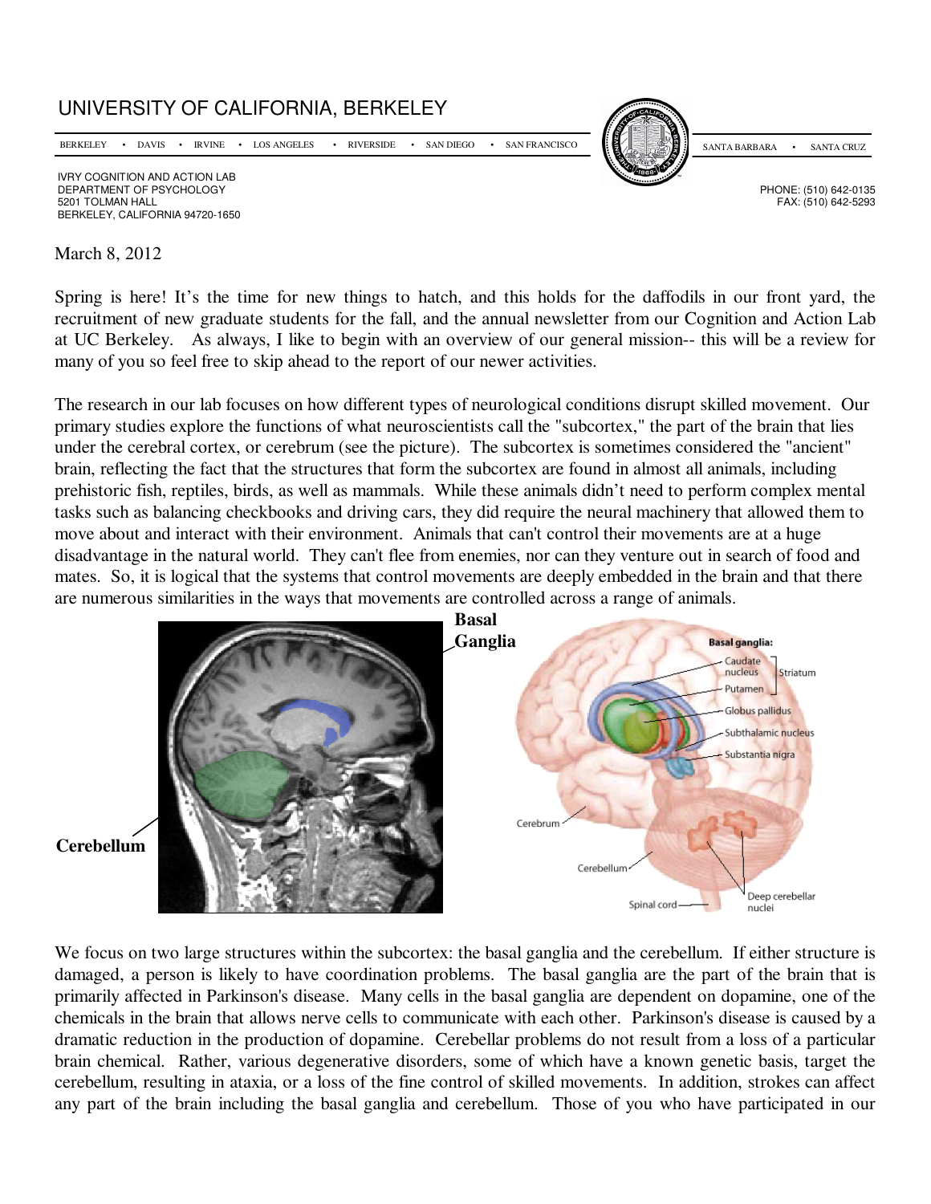# UNIVERSITY OF CALIFORNIA, BERKELEY

BERKELEY • DAVIS • IRVINE • LOS ANGELES • RIVERSIDE • SAN DIEGO • SAN FRANCISCO SANTA BARBARA • SANTA CRUZ

IVRY COGNITION AND ACTION LAB
DEPARTMENT OF PSYCHOLOGY
5201 TOLMAN HALL
BERKELEY, CALIFORNIA 94720-1650

PHONE: (510) 642-0135
FAX: (510) 642-5293

March 8, 2012

Spring is here! It's the time for new things to hatch, and this holds for the daffodils in our front yard, the recruitment of new graduate students for the fall, and the annual newsletter from our Cognition and Action Lab at UC Berkeley. As always, I like to begin with an overview of our general mission-- this will be a review for many of you so feel free to skip ahead to the report of our newer activities.

The research in our lab focuses on how different types of neurological conditions disrupt skilled movement. Our primary studies explore the functions of what neuroscientists call the "subcortex," the part of the brain that lies under the cerebral cortex, or cerebrum (see the picture). The subcortex is sometimes considered the "ancient" brain, reflecting the fact that the structures that form the subcortex are found in almost all animals, including prehistoric fish, reptiles, birds, as well as mammals. While these animals didn't need to perform complex mental tasks such as balancing checkbooks and driving cars, they did require the neural machinery that allowed them to move about and interact with their environment. Animals that can't control their movements are at a huge disadvantage in the natural world. They can't flee from enemies, nor can they venture out in search of food and mates. So, it is logical that the systems that control movements are deeply embedded in the brain and that there are numerous similarities in the ways that movements are controlled across a range of animals.

**Basal Ganglia**

**Cerebellum**

Basal ganglia: Caudate nucleus, Putamen (Striatum), Globus pallidus, Subthalamic nucleus, Substantia nigra, Cerebrum, Cerebellum, Spinal cord, Deep cerebellar nuclei

We focus on two large structures within the subcortex: the basal ganglia and the cerebellum. If either structure is damaged, a person is likely to have coordination problems. The basal ganglia are the part of the brain that is primarily affected in Parkinson's disease. Many cells in the basal ganglia are dependent on dopamine, one of the chemicals in the brain that allows nerve cells to communicate with each other. Parkinson's disease is caused by a dramatic reduction in the production of dopamine. Cerebellar problems do not result from a loss of a particular brain chemical. Rather, various degenerative disorders, some of which have a known genetic basis, target the cerebellum, resulting in ataxia, or a loss of the fine control of skilled movements. In addition, strokes can affect any part of the brain including the basal ganglia and cerebellum. Those of you who have participated in our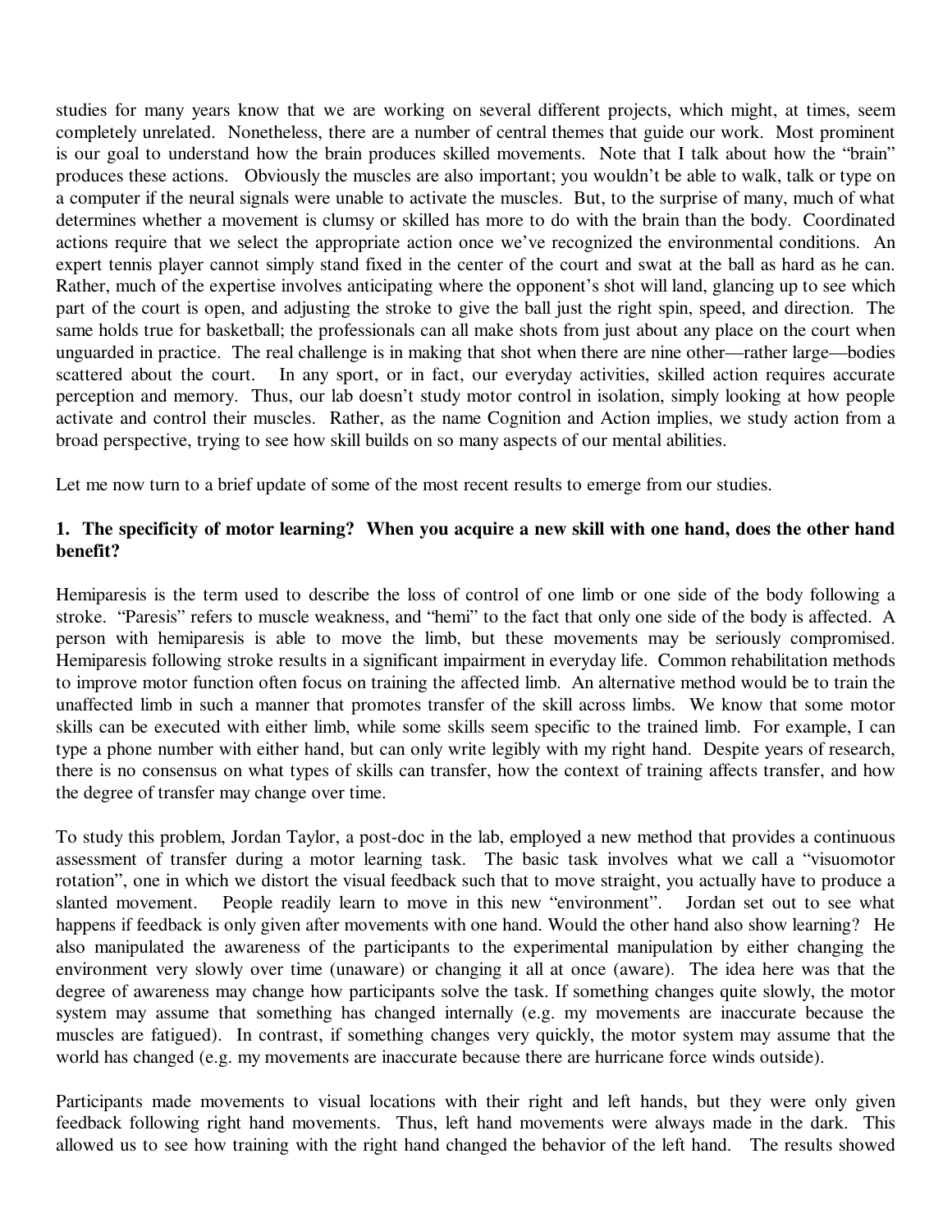studies for many years know that we are working on several different projects, which might, at times, seem completely unrelated. Nonetheless, there are a number of central themes that guide our work. Most prominent is our goal to understand how the brain produces skilled movements. Note that I talk about how the "brain" produces these actions. Obviously the muscles are also important; you wouldn't be able to walk, talk or type on a computer if the neural signals were unable to activate the muscles. But, to the surprise of many, much of what determines whether a movement is clumsy or skilled has more to do with the brain than the body. Coordinated actions require that we select the appropriate action once we've recognized the environmental conditions. An expert tennis player cannot simply stand fixed in the center of the court and swat at the ball as hard as he can. Rather, much of the expertise involves anticipating where the opponent's shot will land, glancing up to see which part of the court is open, and adjusting the stroke to give the ball just the right spin, speed, and direction. The same holds true for basketball; the professionals can all make shots from just about any place on the court when unguarded in practice. The real challenge is in making that shot when there are nine other—rather large—bodies scattered about the court. In any sport, or in fact, our everyday activities, skilled action requires accurate perception and memory. Thus, our lab doesn't study motor control in isolation, simply looking at how people activate and control their muscles. Rather, as the name Cognition and Action implies, we study action from a broad perspective, trying to see how skill builds on so many aspects of our mental abilities.

Let me now turn to a brief update of some of the most recent results to emerge from our studies.

### 1. The specificity of motor learning? When you acquire a new skill with one hand, does the other hand benefit?

Hemiparesis is the term used to describe the loss of control of one limb or one side of the body following a stroke. "Paresis" refers to muscle weakness, and "hemi" to the fact that only one side of the body is affected. A person with hemiparesis is able to move the limb, but these movements may be seriously compromised. Hemiparesis following stroke results in a significant impairment in everyday life. Common rehabilitation methods to improve motor function often focus on training the affected limb. An alternative method would be to train the unaffected limb in such a manner that promotes transfer of the skill across limbs. We know that some motor skills can be executed with either limb, while some skills seem specific to the trained limb. For example, I can type a phone number with either hand, but can only write legibly with my right hand. Despite years of research, there is no consensus on what types of skills can transfer, how the context of training affects transfer, and how the degree of transfer may change over time.

To study this problem, Jordan Taylor, a post-doc in the lab, employed a new method that provides a continuous assessment of transfer during a motor learning task. The basic task involves what we call a "visuomotor rotation", one in which we distort the visual feedback such that to move straight, you actually have to produce a slanted movement. People readily learn to move in this new "environment". Jordan set out to see what happens if feedback is only given after movements with one hand. Would the other hand also show learning? He also manipulated the awareness of the participants to the experimental manipulation by either changing the environment very slowly over time (unaware) or changing it all at once (aware). The idea here was that the degree of awareness may change how participants solve the task. If something changes quite slowly, the motor system may assume that something has changed internally (e.g. my movements are inaccurate because the muscles are fatigued). In contrast, if something changes very quickly, the motor system may assume that the world has changed (e.g. my movements are inaccurate because there are hurricane force winds outside).

Participants made movements to visual locations with their right and left hands, but they were only given feedback following right hand movements. Thus, left hand movements were always made in the dark. This allowed us to see how training with the right hand changed the behavior of the left hand. The results showed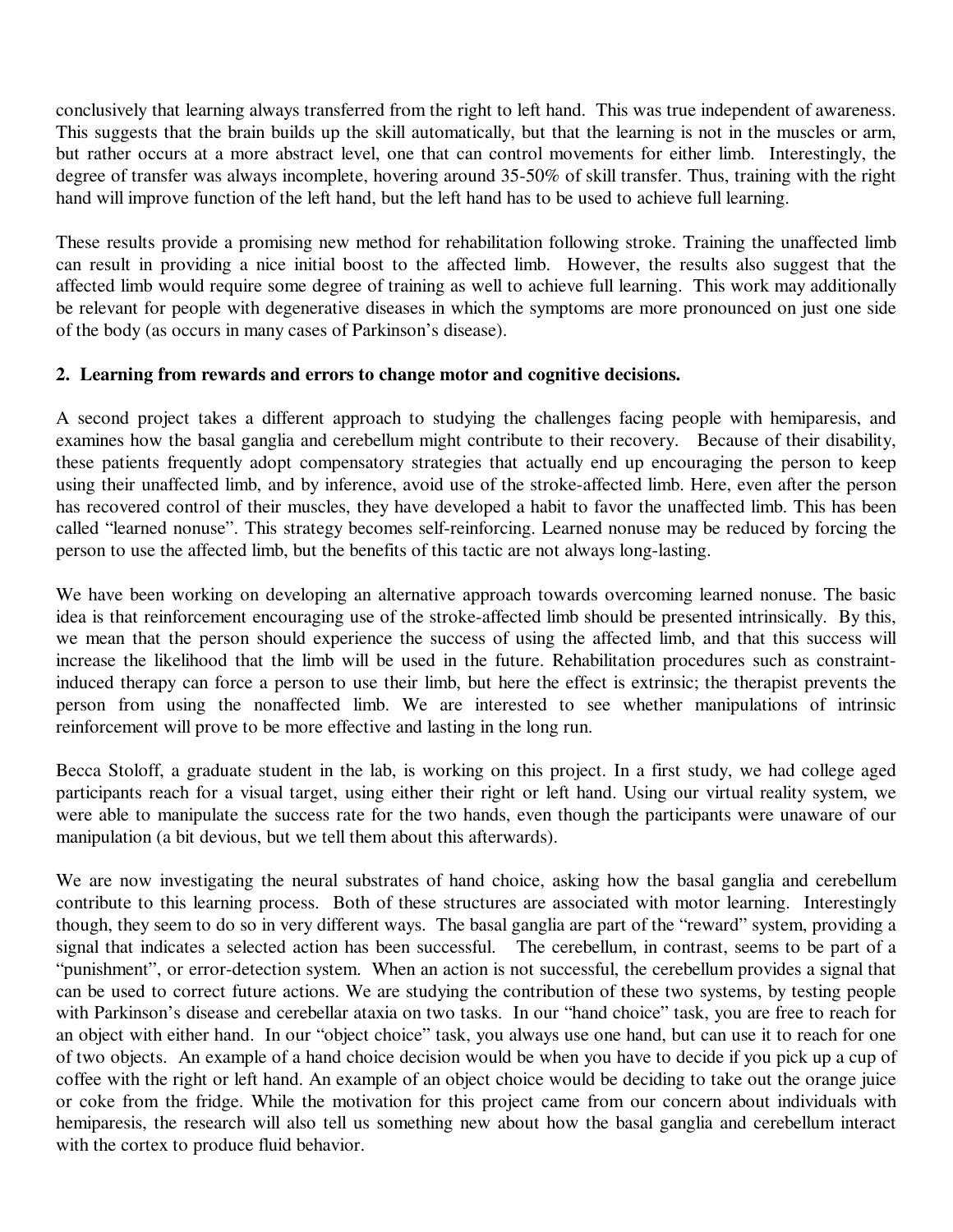conclusively that learning always transferred from the right to left hand. This was true independent of awareness. This suggests that the brain builds up the skill automatically, but that the learning is not in the muscles or arm, but rather occurs at a more abstract level, one that can control movements for either limb. Interestingly, the degree of transfer was always incomplete, hovering around 35-50% of skill transfer. Thus, training with the right hand will improve function of the left hand, but the left hand has to be used to achieve full learning.

These results provide a promising new method for rehabilitation following stroke. Training the unaffected limb can result in providing a nice initial boost to the affected limb. However, the results also suggest that the affected limb would require some degree of training as well to achieve full learning. This work may additionally be relevant for people with degenerative diseases in which the symptoms are more pronounced on just one side of the body (as occurs in many cases of Parkinson's disease).

**2. Learning from rewards and errors to change motor and cognitive decisions.**

A second project takes a different approach to studying the challenges facing people with hemiparesis, and examines how the basal ganglia and cerebellum might contribute to their recovery. Because of their disability, these patients frequently adopt compensatory strategies that actually end up encouraging the person to keep using their unaffected limb, and by inference, avoid use of the stroke-affected limb. Here, even after the person has recovered control of their muscles, they have developed a habit to favor the unaffected limb. This has been called "learned nonuse". This strategy becomes self-reinforcing. Learned nonuse may be reduced by forcing the person to use the affected limb, but the benefits of this tactic are not always long-lasting.

We have been working on developing an alternative approach towards overcoming learned nonuse. The basic idea is that reinforcement encouraging use of the stroke-affected limb should be presented intrinsically. By this, we mean that the person should experience the success of using the affected limb, and that this success will increase the likelihood that the limb will be used in the future. Rehabilitation procedures such as constraint-induced therapy can force a person to use their limb, but here the effect is extrinsic; the therapist prevents the person from using the nonaffected limb. We are interested to see whether manipulations of intrinsic reinforcement will prove to be more effective and lasting in the long run.

Becca Stoloff, a graduate student in the lab, is working on this project. In a first study, we had college aged participants reach for a visual target, using either their right or left hand. Using our virtual reality system, we were able to manipulate the success rate for the two hands, even though the participants were unaware of our manipulation (a bit devious, but we tell them about this afterwards).

We are now investigating the neural substrates of hand choice, asking how the basal ganglia and cerebellum contribute to this learning process. Both of these structures are associated with motor learning. Interestingly though, they seem to do so in very different ways. The basal ganglia are part of the "reward" system, providing a signal that indicates a selected action has been successful. The cerebellum, in contrast, seems to be part of a "punishment", or error-detection system. When an action is not successful, the cerebellum provides a signal that can be used to correct future actions. We are studying the contribution of these two systems, by testing people with Parkinson's disease and cerebellar ataxia on two tasks. In our "hand choice" task, you are free to reach for an object with either hand. In our "object choice" task, you always use one hand, but can use it to reach for one of two objects. An example of a hand choice decision would be when you have to decide if you pick up a cup of coffee with the right or left hand. An example of an object choice would be deciding to take out the orange juice or coke from the fridge. While the motivation for this project came from our concern about individuals with hemiparesis, the research will also tell us something new about how the basal ganglia and cerebellum interact with the cortex to produce fluid behavior.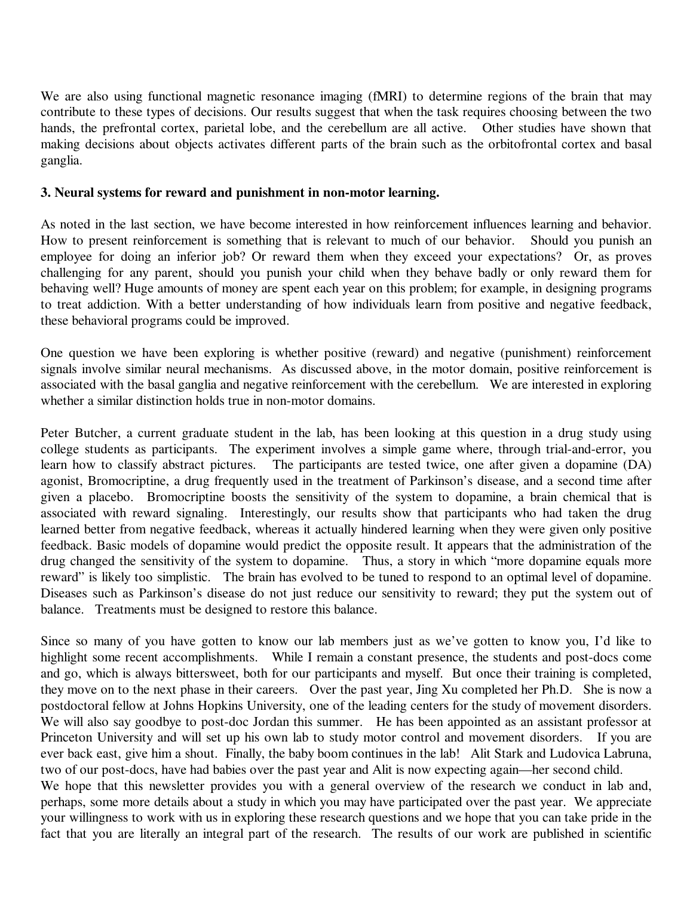We are also using functional magnetic resonance imaging (fMRI) to determine regions of the brain that may contribute to these types of decisions. Our results suggest that when the task requires choosing between the two hands, the prefrontal cortex, parietal lobe, and the cerebellum are all active. Other studies have shown that making decisions about objects activates different parts of the brain such as the orbitofrontal cortex and basal ganglia.

**3. Neural systems for reward and punishment in non-motor learning.**

As noted in the last section, we have become interested in how reinforcement influences learning and behavior. How to present reinforcement is something that is relevant to much of our behavior. Should you punish an employee for doing an inferior job? Or reward them when they exceed your expectations? Or, as proves challenging for any parent, should you punish your child when they behave badly or only reward them for behaving well? Huge amounts of money are spent each year on this problem; for example, in designing programs to treat addiction. With a better understanding of how individuals learn from positive and negative feedback, these behavioral programs could be improved.

One question we have been exploring is whether positive (reward) and negative (punishment) reinforcement signals involve similar neural mechanisms. As discussed above, in the motor domain, positive reinforcement is associated with the basal ganglia and negative reinforcement with the cerebellum. We are interested in exploring whether a similar distinction holds true in non-motor domains.

Peter Butcher, a current graduate student in the lab, has been looking at this question in a drug study using college students as participants. The experiment involves a simple game where, through trial-and-error, you learn how to classify abstract pictures. The participants are tested twice, one after given a dopamine (DA) agonist, Bromocriptine, a drug frequently used in the treatment of Parkinson's disease, and a second time after given a placebo. Bromocriptine boosts the sensitivity of the system to dopamine, a brain chemical that is associated with reward signaling. Interestingly, our results show that participants who had taken the drug learned better from negative feedback, whereas it actually hindered learning when they were given only positive feedback. Basic models of dopamine would predict the opposite result. It appears that the administration of the drug changed the sensitivity of the system to dopamine. Thus, a story in which "more dopamine equals more reward" is likely too simplistic. The brain has evolved to be tuned to respond to an optimal level of dopamine. Diseases such as Parkinson's disease do not just reduce our sensitivity to reward; they put the system out of balance. Treatments must be designed to restore this balance.

Since so many of you have gotten to know our lab members just as we've gotten to know you, I'd like to highlight some recent accomplishments. While I remain a constant presence, the students and post-docs come and go, which is always bittersweet, both for our participants and myself. But once their training is completed, they move on to the next phase in their careers. Over the past year, Jing Xu completed her Ph.D. She is now a postdoctoral fellow at Johns Hopkins University, one of the leading centers for the study of movement disorders. We will also say goodbye to post-doc Jordan this summer. He has been appointed as an assistant professor at Princeton University and will set up his own lab to study motor control and movement disorders. If you are ever back east, give him a shout. Finally, the baby boom continues in the lab! Alit Stark and Ludovica Labruna, two of our post-docs, have had babies over the past year and Alit is now expecting again—her second child.

We hope that this newsletter provides you with a general overview of the research we conduct in lab and, perhaps, some more details about a study in which you may have participated over the past year. We appreciate your willingness to work with us in exploring these research questions and we hope that you can take pride in the fact that you are literally an integral part of the research. The results of our work are published in scientific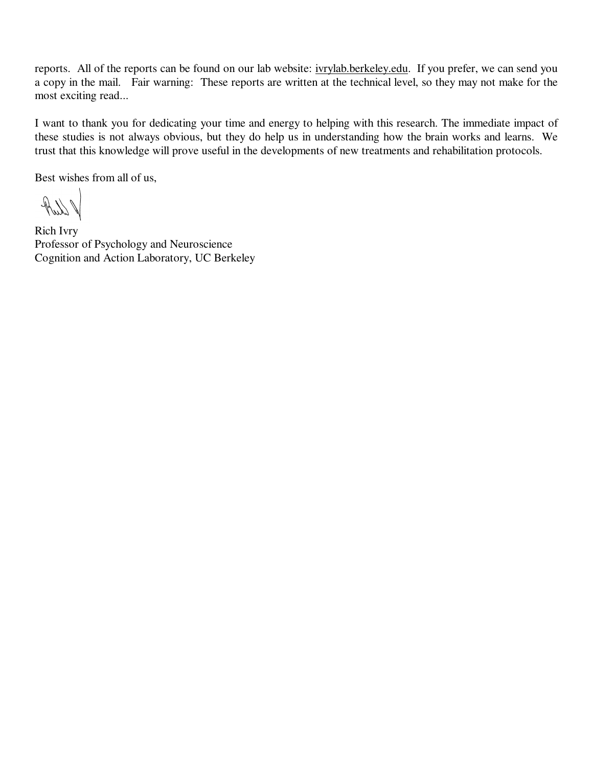reports. All of the reports can be found on our lab website: ivrylab.berkeley.edu. If you prefer, we can send you a copy in the mail. Fair warning: These reports are written at the technical level, so they may not make for the most exciting read...

I want to thank you for dedicating your time and energy to helping with this research. The immediate impact of these studies is not always obvious, but they do help us in understanding how the brain works and learns. We trust that this knowledge will prove useful in the developments of new treatments and rehabilitation protocols.

Best wishes from all of us,

Rich Ivry
Professor of Psychology and Neuroscience
Cognition and Action Laboratory, UC Berkeley